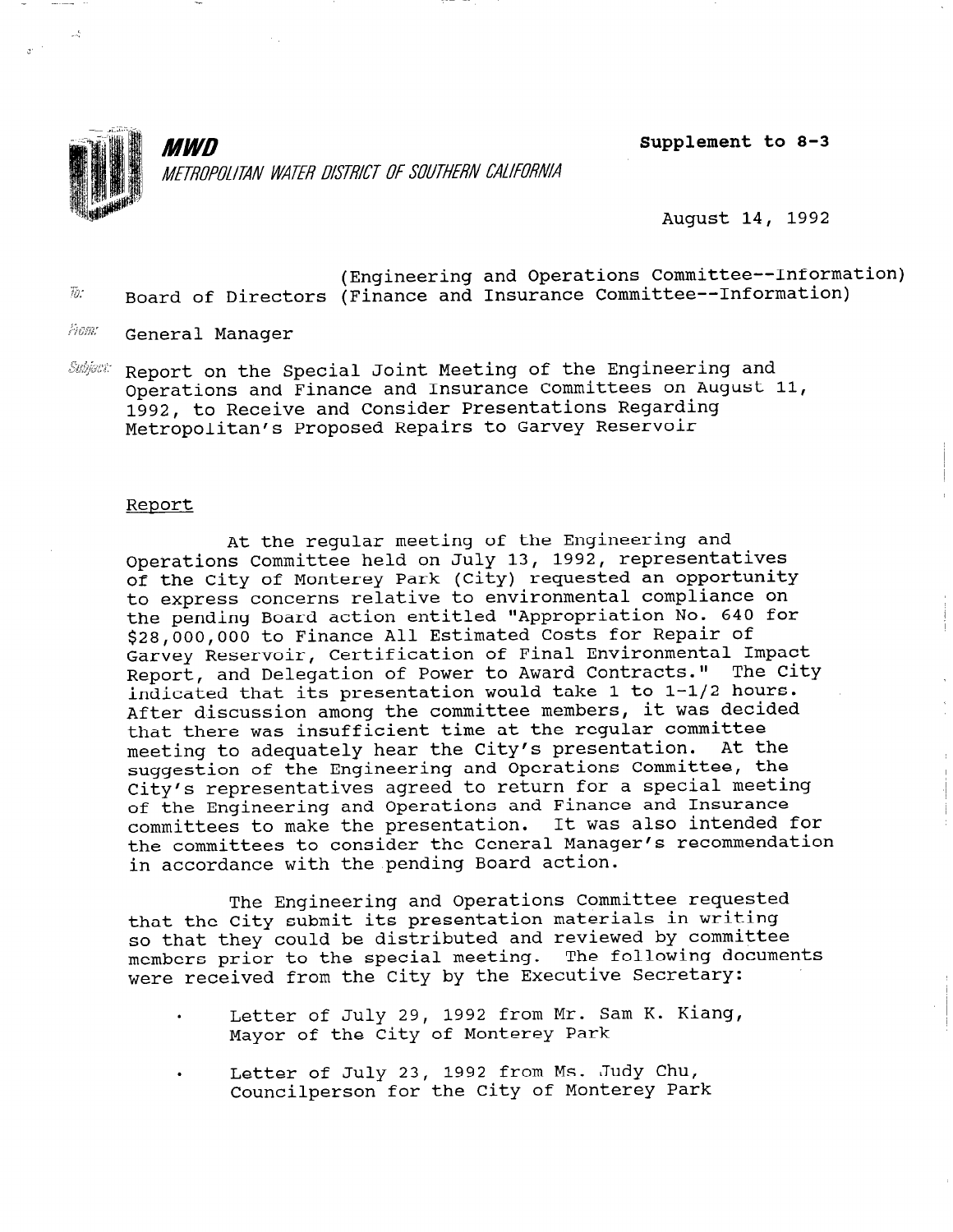**MWD**

*METROPOLITAN WATER DISTRICT OF SOUTHERN CALIFORNIA*

Supplement to 8-3

August 14, 1992

To: Board of Directors (Engineering and Operations Committee--Information)
(Finance and Insurance Committee--Information)

From: General Manager

Subject: Report on the Special Joint Meeting of the Engineering and Operations and Finance and Insurance Committees on August 11, 1992, to Receive and Consider Presentations Regarding Metropolitan's Proposed Repairs to Garvey Reservoir

## Report

At the regular meeting of the Engineering and Operations Committee held on July 13, 1992, representatives of the City of Monterey Park (City) requested an opportunity to express concerns relative to environmental compliance on the pending Board action entitled "Appropriation No. 640 for $28,000,000 to Finance All Estimated Costs for Repair of Garvey Reservoir, Certification of Final Environmental Impact Report, and Delegation of Power to Award Contracts." The City indicated that its presentation would take 1 to 1-1/2 hours. After discussion among the committee members, it was decided that there was insufficient time at the regular committee meeting to adequately hear the City's presentation. At the suggestion of the Engineering and Operations Committee, the City's representatives agreed to return for a special meeting of the Engineering and Operations and Finance and Insurance committees to make the presentation. It was also intended for the committees to consider the General Manager's recommendation in accordance with the pending Board action.

The Engineering and Operations Committee requested that the City submit its presentation materials in writing so that they could be distributed and reviewed by committee members prior to the special meeting. The following documents were received from the City by the Executive Secretary:

- Letter of July 29, 1992 from Mr. Sam K. Kiang, Mayor of the City of Monterey Park
- Letter of July 23, 1992 from Ms. Judy Chu, Councilperson for the City of Monterey Park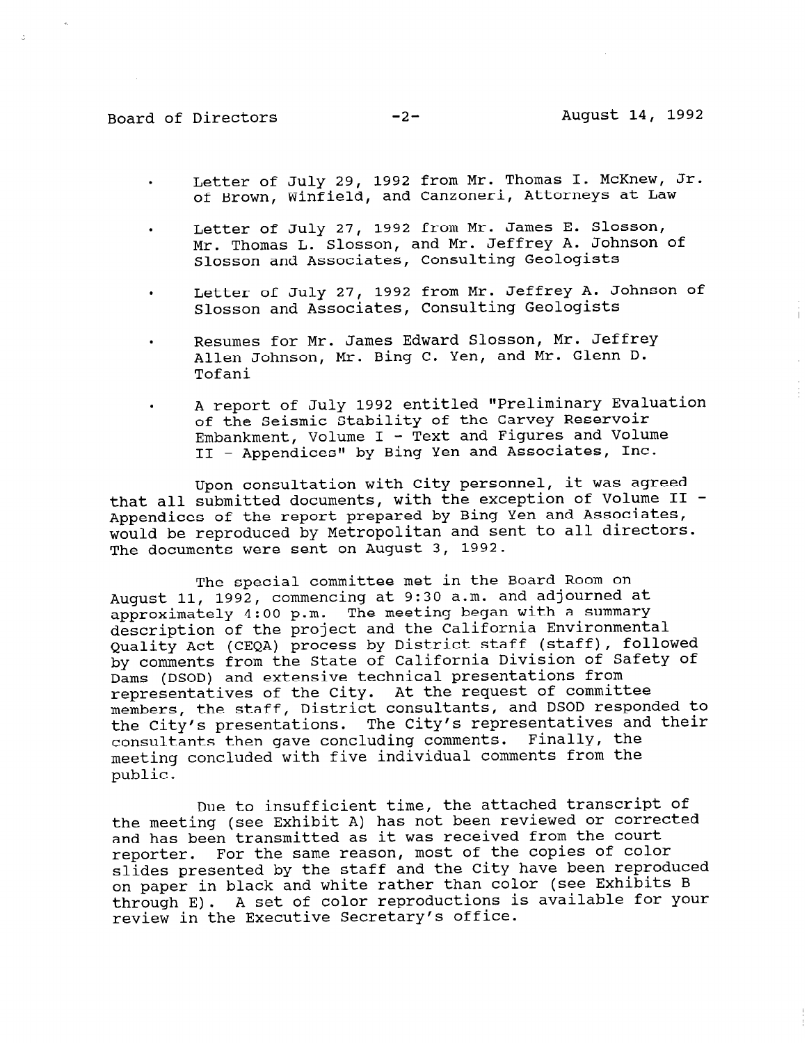- Letter of July 29, 1992 from Mr. Thomas I. McKnew, Jr. of Brown, Winfield, and Canzoneri, Attorneys at Law
- Letter of July 27, 1992 from Mr. James E. Slosson, Mr. Thomas L. Slosson, and Mr. Jeffrey A. Johnson of Slosson and Associates, Consulting Geologists
- Letter of July 27, 1992 from Mr. Jeffrey A. Johnson of Slosson and Associates, Consulting Geologists
- Resumes for Mr. James Edward Slosson, Mr. Jeffrey Allen Johnson, Mr. Bing C. Yen, and Mr. Glenn D. Tofani
- A report of July 1992 entitled "Preliminary Evaluation of the Seismic Stability of the Carvey Reservoir Embankment, Volume I - Text and Figures and Volume II - Appendices" by Bing Yen and Associates, Inc.

Upon consultation with City personnel, it was agreed that all submitted documents, with the exception of Volume II - Appendices of the report prepared by Bing Yen and Associates, would be reproduced by Metropolitan and sent to all directors. The documents were sent on August 3, 1992.

The special committee met in the Board Room on August 11, 1992, commencing at 9:30 a.m. and adjourned at approximately 4:00 p.m. The meeting began with a summary description of the project and the California Environmental Quality Act (CEQA) process by District staff (staff), followed by comments from the State of California Division of Safety of Dams (DSOD) and extensive technical presentations from representatives of the City. At the request of committee members, the staff, District consultants, and DSOD responded to the City's presentations. The City's representatives and their consultants then gave concluding comments. Finally, the meeting concluded with five individual comments from the public.

Due to insufficient time, the attached transcript of the meeting (see Exhibit A) has not been reviewed or corrected and has been transmitted as it was received from the court reporter. For the same reason, most of the copies of color slides presented by the staff and the City have been reproduced on paper in black and white rather than color (see Exhibits B through E). A set of color reproductions is available for your review in the Executive Secretary's office.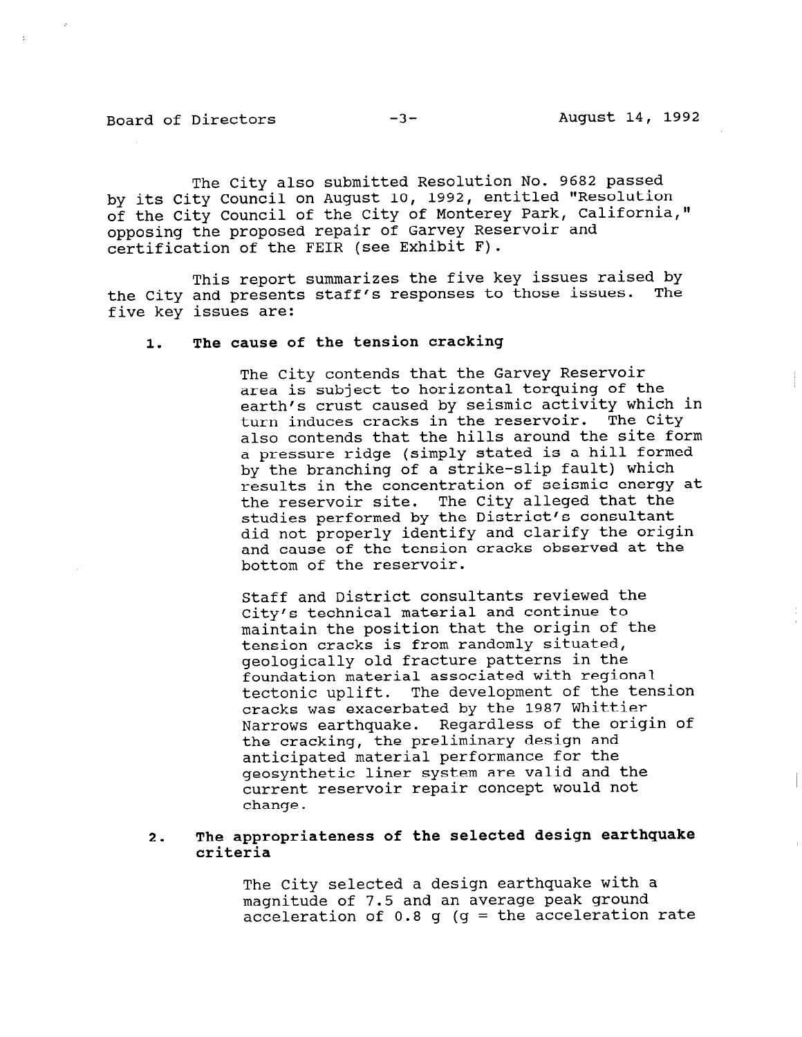The City also submitted Resolution No. 9682 passed by its City Council on August 10, 1992, entitled "Resolution of the City Council of the City of Monterey Park, California," opposing the proposed repair of Garvey Reservoir and certification of the FEIR (see Exhibit F).

This report summarizes the five key issues raised by the City and presents staff's responses to those issues. The five key issues are:

1. **The cause of the tension cracking**

   The City contends that the Garvey Reservoir area is subject to horizontal torquing of the earth's crust caused by seismic activity which in turn induces cracks in the reservoir. The City also contends that the hills around the site form a pressure ridge (simply stated is a hill formed by the branching of a strike-slip fault) which results in the concentration of seismic energy at the reservoir site. The City alleged that the studies performed by the District's consultant did not properly identify and clarify the origin and cause of the tension cracks observed at the bottom of the reservoir.

   Staff and District consultants reviewed the City's technical material and continue to maintain the position that the origin of the tension cracks is from randomly situated, geologically old fracture patterns in the foundation material associated with regional tectonic uplift. The development of the tension cracks was exacerbated by the 1987 Whittier Narrows earthquake. Regardless of the origin of the cracking, the preliminary design and anticipated material performance for the geosynthetic liner system are valid and the current reservoir repair concept would not change.

2. **The appropriateness of the selected design earthquake criteria**

   The City selected a design earthquake with a magnitude of 7.5 and an average peak ground acceleration of 0.8 g (g = the acceleration rate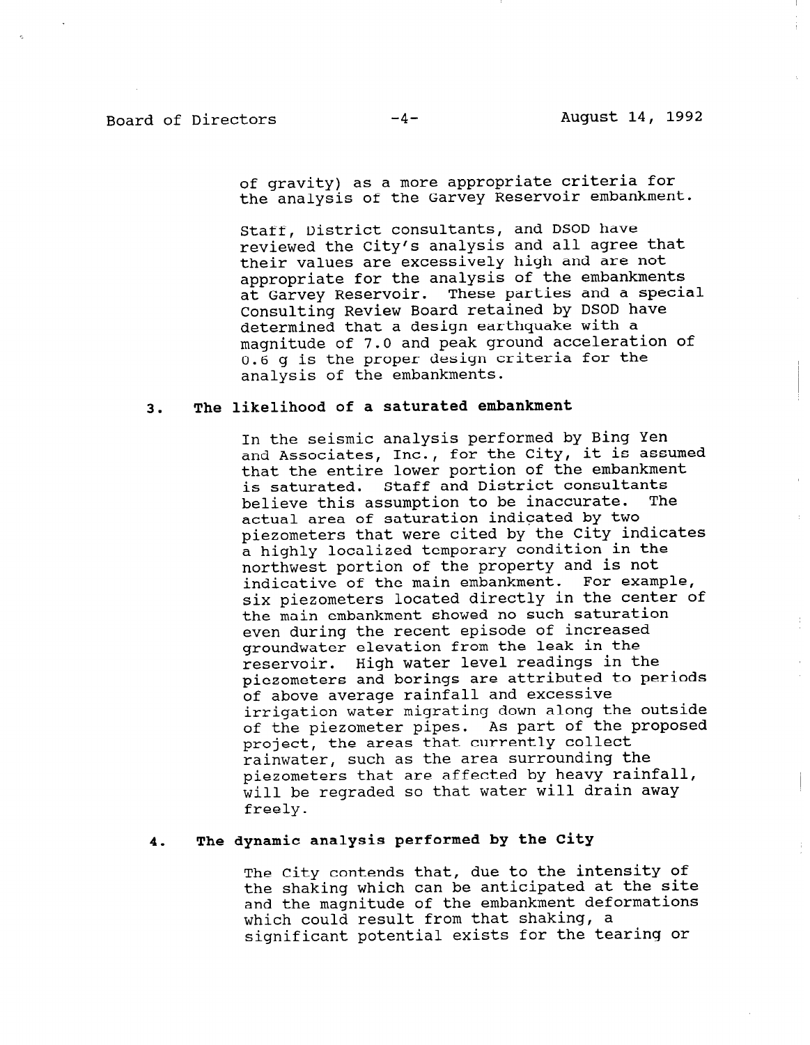of gravity) as a more appropriate criteria for the analysis of the Garvey Reservoir embankment.

Staff, District consultants, and DSOD have reviewed the City's analysis and all agree that their values are excessively high and are not appropriate for the analysis of the embankments at Garvey Reservoir. These parties and a special Consulting Review Board retained by DSOD have determined that a design earthquake with a magnitude of 7.0 and peak ground acceleration of 0.6 g is the proper design criteria for the analysis of the embankments.

### 3. The likelihood of a saturated embankment

In the seismic analysis performed by Bing Yen and Associates, Inc., for the City, it is assumed that the entire lower portion of the embankment is saturated. Staff and District consultants believe this assumption to be inaccurate. The actual area of saturation indicated by two piezometers that were cited by the City indicates a highly localized temporary condition in the northwest portion of the property and is not indicative of the main embankment. For example, six piezometers located directly in the center of the main embankment showed no such saturation even during the recent episode of increased groundwater elevation from the leak in the reservoir. High water level readings in the piezometers and borings are attributed to periods of above average rainfall and excessive irrigation water migrating down along the outside of the piezometer pipes. As part of the proposed project, the areas that currently collect rainwater, such as the area surrounding the piezometers that are affected by heavy rainfall, will be regraded so that water will drain away freely.

### 4. The dynamic analysis performed by the City

The City contends that, due to the intensity of the shaking which can be anticipated at the site and the magnitude of the embankment deformations which could result from that shaking, a significant potential exists for the tearing or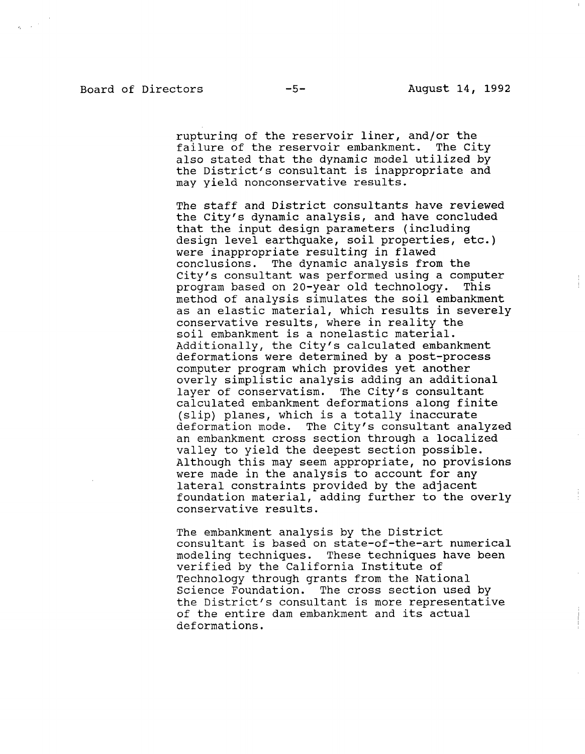rupturing of the reservoir liner, and/or the failure of the reservoir embankment. The City also stated that the dynamic model utilized by the District's consultant is inappropriate and may yield nonconservative results.

The staff and District consultants have reviewed the City's dynamic analysis, and have concluded that the input design parameters (including design level earthquake, soil properties, etc.) were inappropriate resulting in flawed conclusions. The dynamic analysis from the City's consultant was performed using a computer program based on 20-year old technology. This method of analysis simulates the soil embankment as an elastic material, which results in severely conservative results, where in reality the soil embankment is a nonelastic material. Additionally, the City's calculated embankment deformations were determined by a post-process computer program which provides yet another overly simplistic analysis adding an additional layer of conservatism. The City's consultant calculated embankment deformations along finite (slip) planes, which is a totally inaccurate deformation mode. The City's consultant analyzed an embankment cross section through a localized valley to yield the deepest section possible. Although this may seem appropriate, no provisions were made in the analysis to account for any lateral constraints provided by the adjacent foundation material, adding further to the overly conservative results.

The embankment analysis by the District consultant is based on state-of-the-art numerical modeling techniques. These techniques have been verified by the California Institute of Technology through grants from the National Science Foundation. The cross section used by the District's consultant is more representative of the entire dam embankment and its actual deformations.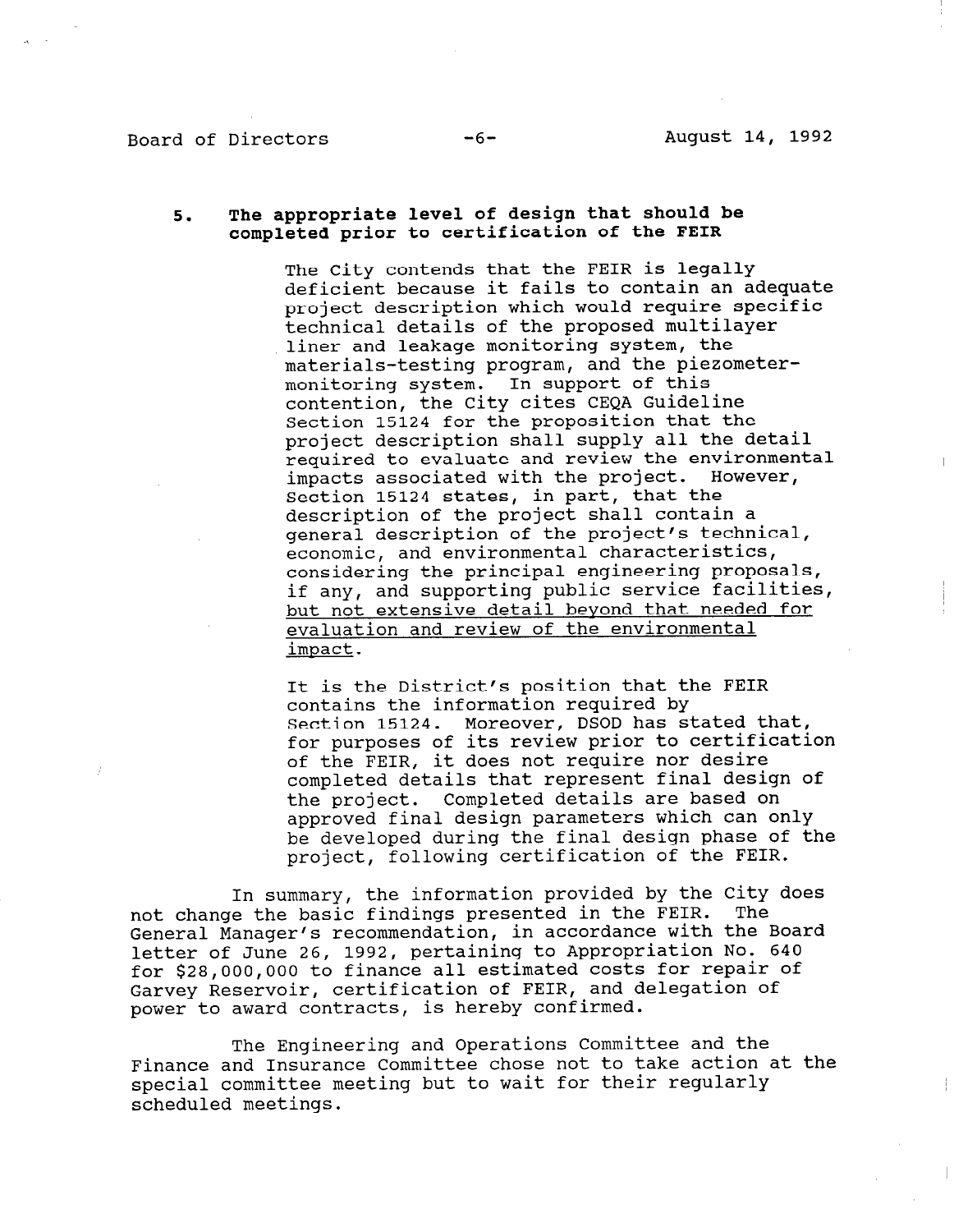**5. The appropriate level of design that should be completed prior to certification of the FEIR**

The City contends that the FEIR is legally deficient because it fails to contain an adequate project description which would require specific technical details of the proposed multilayer liner and leakage monitoring system, the materials-testing program, and the piezometer-monitoring system. In support of this contention, the City cites CEQA Guideline Section 15124 for the proposition that the project description shall supply all the detail required to evaluate and review the environmental impacts associated with the project. However, Section 15124 states, in part, that the description of the project shall contain a general description of the project's technical, economic, and environmental characteristics, considering the principal engineering proposals, if any, and supporting public service facilities, <u>but not extensive detail beyond that needed for evaluation and review of the environmental impact</u>.

It is the District's position that the FEIR contains the information required by Section 15124. Moreover, DSOD has stated that, for purposes of its review prior to certification of the FEIR, it does not require nor desire completed details that represent final design of the project. Completed details are based on approved final design parameters which can only be developed during the final design phase of the project, following certification of the FEIR.

In summary, the information provided by the City does not change the basic findings presented in the FEIR. The General Manager's recommendation, in accordance with the Board letter of June 26, 1992, pertaining to Appropriation No. 640 for $28,000,000 to finance all estimated costs for repair of Garvey Reservoir, certification of FEIR, and delegation of power to award contracts, is hereby confirmed.

The Engineering and Operations Committee and the Finance and Insurance Committee chose not to take action at the special committee meeting but to wait for their regularly scheduled meetings.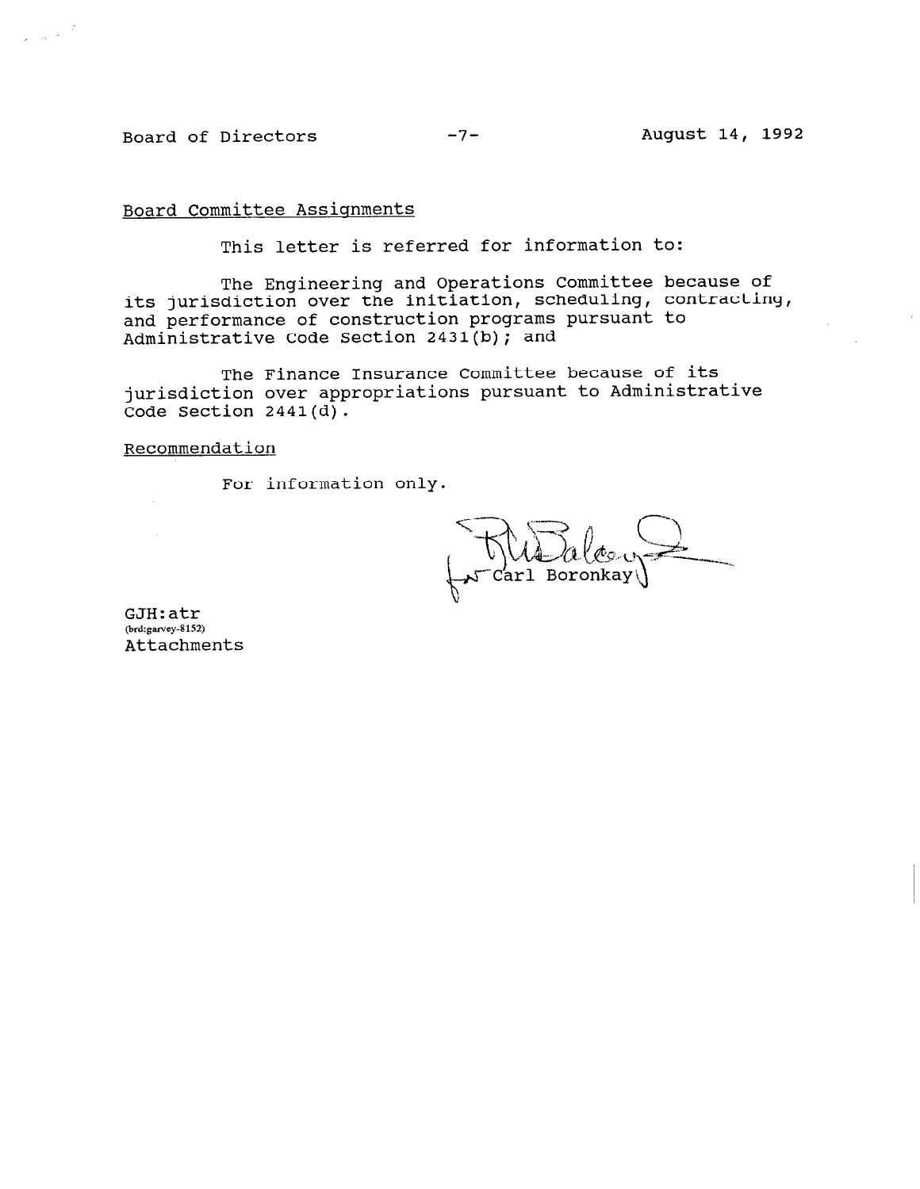Board Committee Assignments

This letter is referred for information to:

The Engineering and Operations Committee because of its jurisdiction over the initiation, scheduling, contracting, and performance of construction programs pursuant to Administrative Code Section 2431(b); and

The Finance Insurance Committee because of its jurisdiction over appropriations pursuant to Administrative Code Section 2441(d).

Recommendation

For information only.

for Carl Boronkay

GJH:atr
(brd:garvey-8152)
Attachments